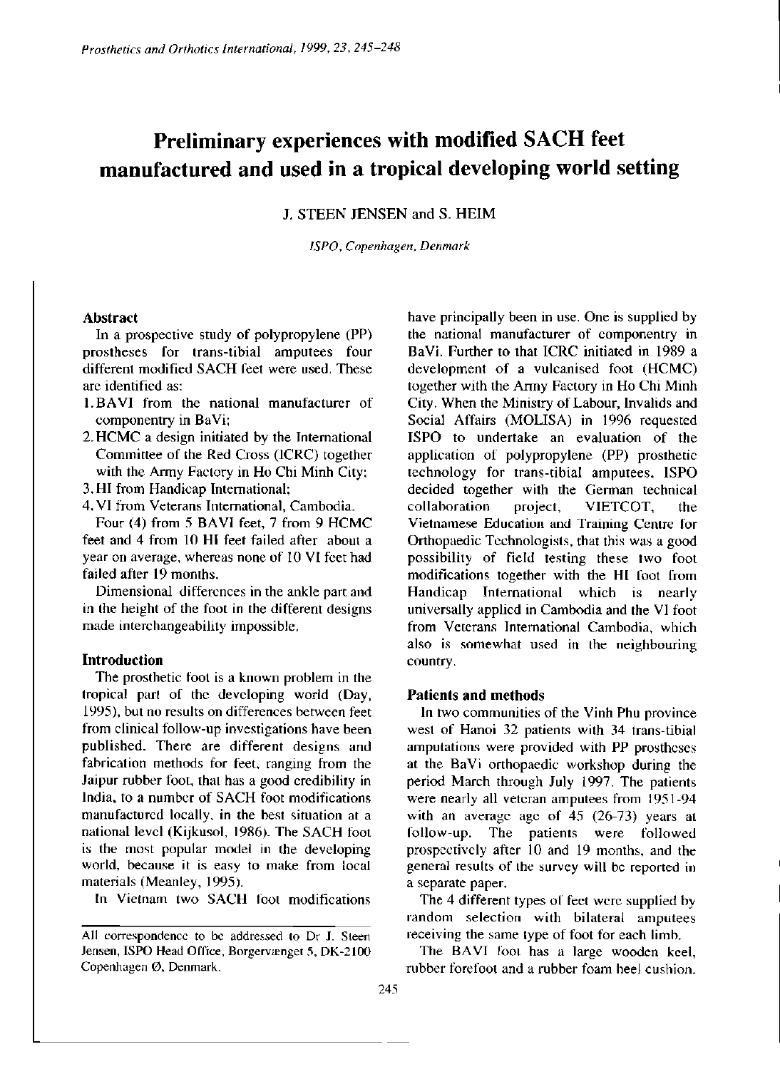# Preliminary experiences with modified SACH feet manufactured and used in a tropical developing world setting

J. STEEN JENSEN and S. HEIM

*ISPO, Copenhagen, Denmark*

## Abstract

In a prospective study of polypropylene (PP) prostheses for trans-tibial amputees four different modified SACH feet were used. These are identified as:

1. BAVI from the national manufacturer of componentry in BaVi;
2. HCMC a design initiated by the International Committee of the Red Cross (ICRC) together with the Army Factory in Ho Chi Minh City;
3. HI from Handicap International;
4. VI from Veterans International, Cambodia.

Four (4) from 5 BAVI feet, 7 from 9 HCMC feet and 4 from 10 HI feet failed after about a year on average, whereas none of 10 VI feet had failed after 19 months.

Dimensional differences in the ankle part and in the height of the foot in the different designs made interchangeability impossible.

## Introduction

The prosthetic foot is a known problem in the tropical part of the developing world (Day, 1995), but no results on differences between feet from clinical follow-up investigations have been published. There are different designs and fabrication methods for feet, ranging from the Jaipur rubber foot, that has a good credibility in India, to a number of SACH foot modifications manufactured locally, in the best situation at a national level (Kijkusol, 1986). The SACH foot is the most popular model in the developing world, because it is easy to make from local materials (Meanley, 1995).

In Vietnam two SACH foot modifications have principally been in use. One is supplied by the national manufacturer of componentry in BaVi. Further to that ICRC initiated in 1989 a development of a vulcanised foot (HCMC) together with the Army Factory in Ho Chi Minh City. When the Ministry of Labour, Invalids and Social Affairs (MOLISA) in 1996 requested ISPO to undertake an evaluation of the application of polypropylene (PP) prosthetic technology for trans-tibial amputees, ISPO decided together with the German technical collaboration project, VIETCOT, the Vietnamese Education and Training Centre for Orthopaedic Technologists, that this was a good possibility of field testing these two foot modifications together with the HI foot from Handicap International which is nearly universally applied in Cambodia and the VI foot from Veterans International Cambodia, which also is somewhat used in the neighbouring country.

## Patients and methods

In two communities of the Vinh Phu province west of Hanoi 32 patients with 34 trans-tibial amputations were provided with PP prostheses at the BaVi orthopaedic workshop during the period March through July 1997. The patients were nearly all veteran amputees from 1951-94 with an average age of 45 (26-73) years at follow-up. The patients were followed prospectively after 10 and 19 months, and the general results of the survey will be reported in a separate paper.

The 4 different types of feet were supplied by random selection with bilateral amputees receiving the same type of foot for each limb.

The BAVI foot has a large wooden keel, rubber forefoot and a rubber foam heel cushion.

All correspondence to be addressed to Dr J. Steen Jensen, ISPO Head Office, Borgervænget 5, DK-2100 Copenhagen Ø, Denmark.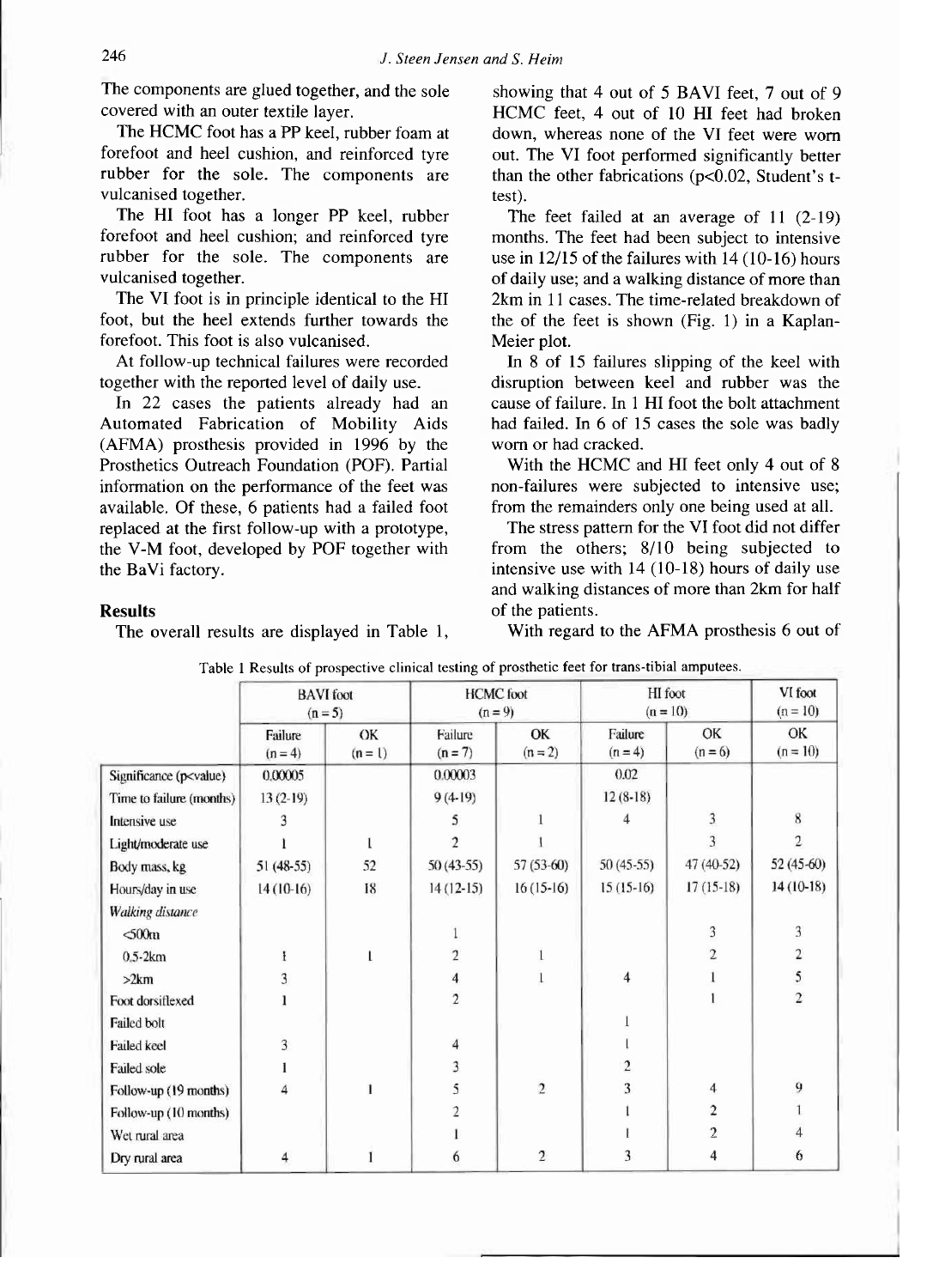The components are glued together, and the sole covered with an outer textile layer.

The HCMC foot has a PP keel, rubber foam at forefoot and heel cushion, and reinforced tyre rubber for the sole. The components are vulcanised together.

The HI foot has a longer PP keel, rubber forefoot and heel cushion; and reinforced tyre rubber for the sole. The components are vulcanised together.

The VI foot is in principle identical to the HI foot, but the heel extends further towards the forefoot. This foot is also vulcanised.

At follow-up technical failures were recorded together with the reported level of daily use.

In 22 cases the patients already had an Automated Fabrication of Mobility Aids (AFMA) prosthesis provided in 1996 by the Prosthetics Outreach Foundation (POF). Partial information on the performance of the feet was available. Of these, 6 patients had a failed foot replaced at the first follow-up with a prototype, the V-M foot, developed by POF together with the BaVi factory.

## Results

The overall results are displayed in Table 1, showing that 4 out of 5 BAVI feet, 7 out of 9 HCMC feet, 4 out of 10 HI feet had broken down, whereas none of the VI feet were worn out. The VI foot performed significantly better than the other fabrications ($p<0.02$, Student's t-test).

The feet failed at an average of 11 (2-19) months. The feet had been subject to intensive use in 12/15 of the failures with 14 (10-16) hours of daily use; and a walking distance of more than 2km in 11 cases. The time-related breakdown of the of the feet is shown (Fig. 1) in a Kaplan-Meier plot.

In 8 of 15 failures slipping of the keel with disruption between keel and rubber was the cause of failure. In 1 HI foot the bolt attachment had failed. In 6 of 15 cases the sole was badly worn or had cracked.

With the HCMC and HI feet only 4 out of 8 non-failures were subjected to intensive use; from the remainders only one being used at all.

The stress pattern for the VI foot did not differ from the others; 8/10 being subjected to intensive use with 14 (10-18) hours of daily use and walking distances of more than 2km for half of the patients.

With regard to the AFMA prosthesis 6 out of

Table 1 Results of prospective clinical testing of prosthetic feet for trans-tibial amputees.

| | BAVI foot (n = 5) | | HCMC foot (n = 9) | | HI foot (n = 10) | | VI foot (n = 10) |
|---|---|---|---|---|---|---|---|
| | Failure (n = 4) | OK (n = 1) | Failure (n = 7) | OK (n = 2) | Failure (n = 4) | OK (n = 6) | OK (n = 10) |
| Significance (p<value) | 0.00005 | | 0.00003 | | 0.02 | | |
| Time to failure (months) | 13 (2-19) | | 9 (4-19) | | 12 (8-18) | | |
| Intensive use | 3 | | 5 | 1 | 4 | 3 | 8 |
| Light/moderate use | 1 | 1 | 2 | 1 | | 3 | 2 |
| Body mass, kg | 51 (48-55) | 52 | 50 (43-55) | 57 (53-60) | 50 (45-55) | 47 (40-52) | 52 (45-60) |
| Hours/day in use | 14 (10-16) | 18 | 14 (12-15) | 16 (15-16) | 15 (15-16) | 17 (15-18) | 14 (10-18) |
| *Walking distance* | | | | | | | |
| <500m | | | 1 | | | 3 | 3 |
| 0.5-2km | 1 | 1 | 2 | 1 | | 2 | 2 |
| >2km | 3 | | 4 | 1 | 4 | 1 | 5 |
| Foot dorsiflexed | 1 | | 2 | | | 1 | 2 |
| Failed bolt | | | | | 1 | | |
| Failed keel | 3 | | 4 | | 1 | | |
| Failed sole | 1 | | 3 | | 2 | | |
| Follow-up (19 months) | 4 | 1 | 5 | 2 | 3 | 4 | 9 |
| Follow-up (10 months) | | | 2 | | 1 | 2 | 1 |
| Wet rural area | | | 1 | | 1 | 2 | 4 |
| Dry rural area | 4 | 1 | 6 | 2 | 3 | 4 | 6 |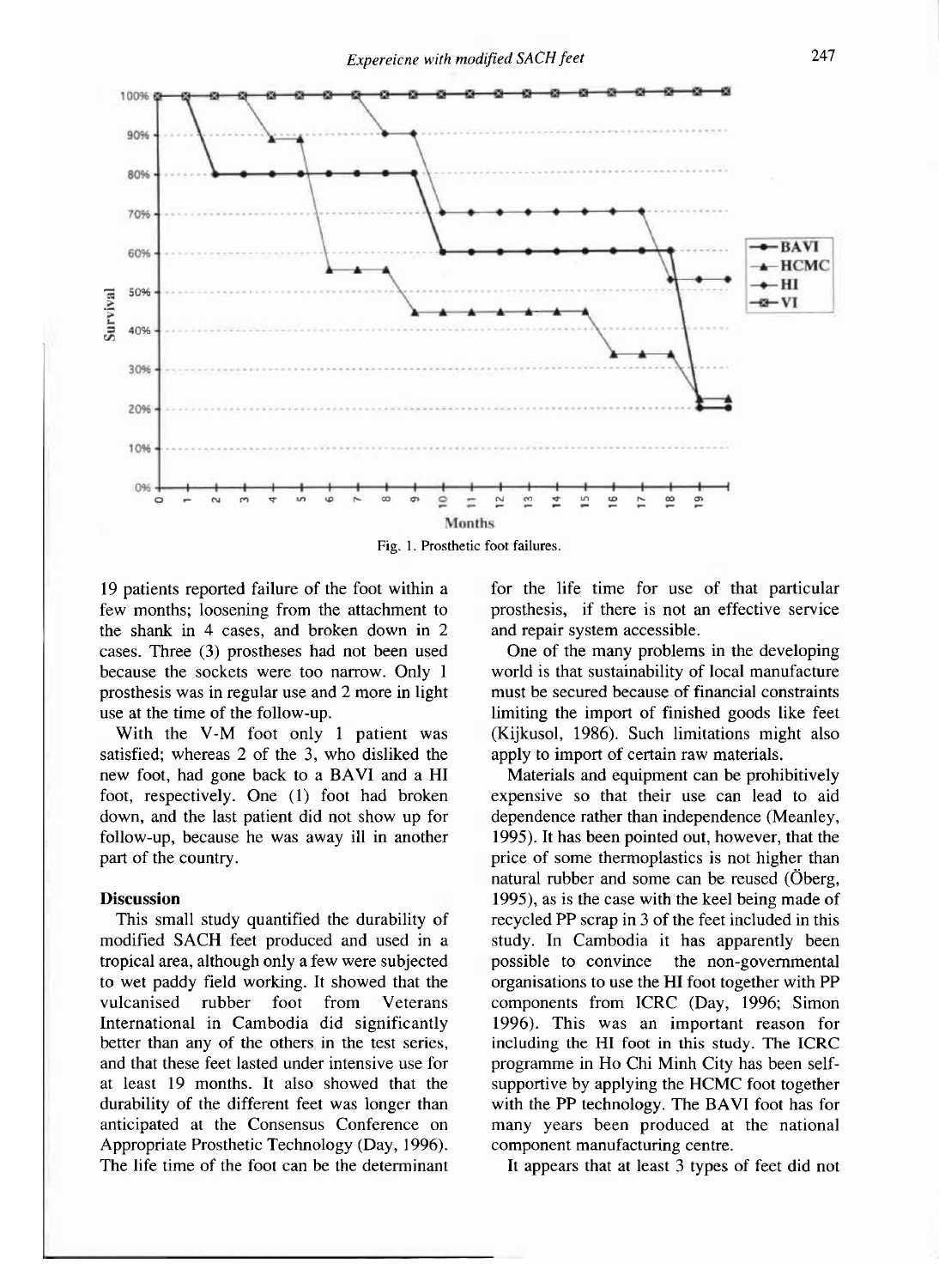Fig. 1. Prosthetic foot failures.

19 patients reported failure of the foot within a few months; loosening from the attachment to the shank in 4 cases, and broken down in 2 cases. Three (3) prostheses had not been used because the sockets were too narrow. Only 1 prosthesis was in regular use and 2 more in light use at the time of the follow-up.

With the V-M foot only 1 patient was satisfied; whereas 2 of the 3, who disliked the new foot, had gone back to a BAVI and a HI foot, respectively. One (1) foot had broken down, and the last patient did not show up for follow-up, because he was away ill in another part of the country.

## Discussion

This small study quantified the durability of modified SACH feet produced and used in a tropical area, although only a few were subjected to wet paddy field working. It showed that the vulcanised rubber foot from Veterans International in Cambodia did significantly better than any of the others in the test series, and that these feet lasted under intensive use for at least 19 months. It also showed that the durability of the different feet was longer than anticipated at the Consensus Conference on Appropriate Prosthetic Technology (Day, 1996). The life time of the foot can be the determinant for the life time for use of that particular prosthesis, if there is not an effective service and repair system accessible.

One of the many problems in the developing world is that sustainability of local manufacture must be secured because of financial constraints limiting the import of finished goods like feet (Kijkusol, 1986). Such limitations might also apply to import of certain raw materials.

Materials and equipment can be prohibitively expensive so that their use can lead to aid dependence rather than independence (Meanley, 1995). It has been pointed out, however, that the price of some thermoplastics is not higher than natural rubber and some can be reused (Öberg, 1995), as is the case with the keel being made of recycled PP scrap in 3 of the feet included in this study. In Cambodia it has apparently been possible to convince the non-governmental organisations to use the HI foot together with PP components from ICRC (Day, 1996; Simon 1996). This was an important reason for including the HI foot in this study. The ICRC programme in Ho Chi Minh City has been self-supportive by applying the HCMC foot together with the PP technology. The BAVI foot has for many years been produced at the national component manufacturing centre.

It appears that at least 3 types of feet did not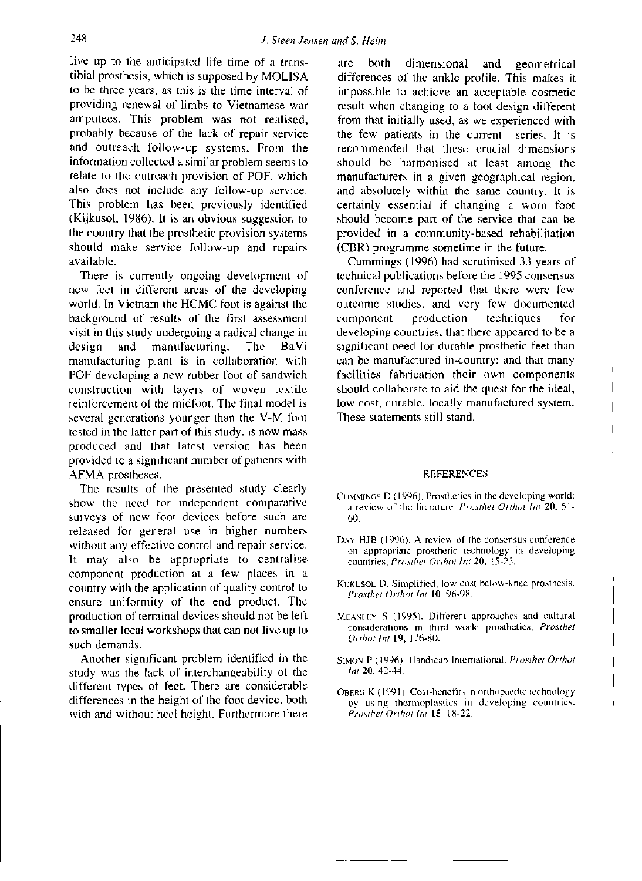live up to the anticipated life time of a transtibial prosthesis, which is supposed by MOLISA to be three years, as this is the time interval of providing renewal of limbs to Vietnamese war amputees. This problem was not realised, probably because of the lack of repair service and outreach follow-up systems. From the information collected a similar problem seems to relate to the outreach provision of POF, which also does not include any follow-up service. This problem has been previously identified (Kijkusol, 1986). It is an obvious suggestion to the country that the prosthetic provision systems should make service follow-up and repairs available.

There is currently ongoing development of new feet in different areas of the developing world. In Vietnam the HCMC foot is against the background of results of the first assessment visit in this study undergoing a radical change in design and manufacturing. The BaVi manufacturing plant is in collaboration with POF developing a new rubber foot of sandwich construction with layers of woven textile reinforcement of the midfoot. The final model is several generations younger than the V-M foot tested in the latter part of this study, is now mass produced and that latest version has been provided to a significant number of patients with AFMA prostheses.

The results of the presented study clearly show the need for independent comparative surveys of new foot devices before such are released for general use in higher numbers without any effective control and repair service. It may also be appropriate to centralise component production at a few places in a country with the application of quality control to ensure uniformity of the end product. The production of terminal devices should not be left to smaller local workshops that can not live up to such demands.

Another significant problem identified in the study was the lack of interchangeability of the different types of feet. There are considerable differences in the height of the foot device, both with and without heel height. Furthermore there are both dimensional and geometrical differences of the ankle profile. This makes it impossible to achieve an acceptable cosmetic result when changing to a foot design different from that initially used, as we experienced with the few patients in the current series. It is recommended that these crucial dimensions should be harmonised at least among the manufacturers in a given geographical region, and absolutely within the same country. It is certainly essential if changing a worn foot should become part of the service that can be provided in a community-based rehabilitation (CBR) programme sometime in the future.

Cummings (1996) had scrutinised 33 years of technical publications before the 1995 consensus conference and reported that there were few outcome studies, and very few documented component production techniques for developing countries; that there appeared to be a significant need for durable prosthetic feet than can be manufactured in-country; and that many facilities fabrication their own components should collaborate to aid the quest for the ideal, low cost, durable, locally manufactured system. These statements still stand.

## REFERENCES

Cummings D (1996). Prosthetics in the developing world: a review of the literature. *Prosthet Orthot Int* **20**, 51-60.

Day HJB (1996). A review of the consensus conference on appropriate prosthetic technology in developing countries. *Prosthet Orthot Int* **20**, 15-23.

Kijkusol D. Simplified, low cost below-knee prosthesis. *Prosthet Orthot Int* **10**, 96-98.

Meanley S (1995). Different approaches and cultural considerations in third world prosthetics. *Prosthet Orthot Int* **19**, 176-80.

Simon P (1996). Handicap International. *Prosthet Orthot Int* **20**, 42-44.

Oberg K (1991). Cost-benefits in orthopaedic technology by using thermoplastics in developing countries. *Prosthet Orthot Int* **15**, 18-22.